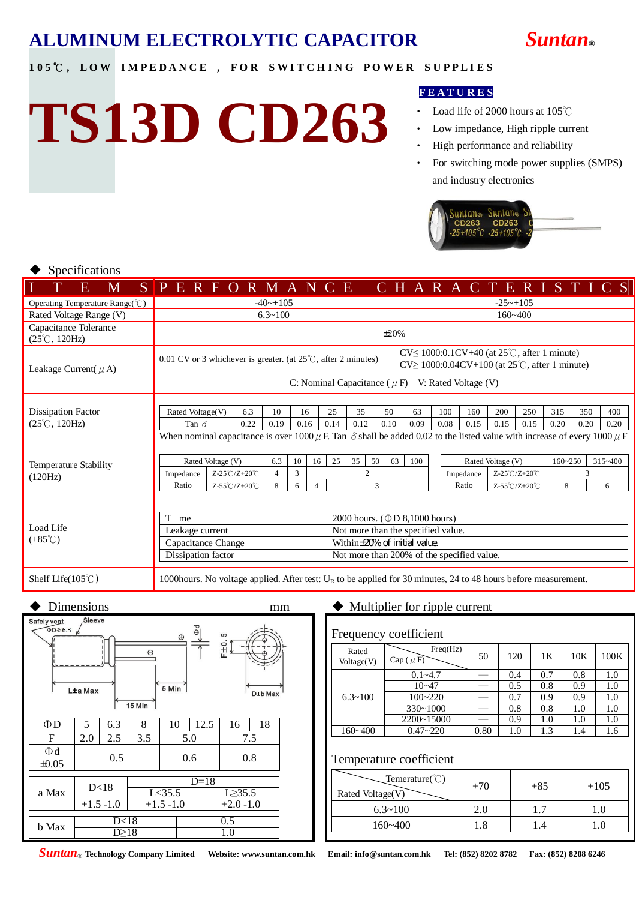# ALUMINUM ELECTROLYTIC CAPACITOR

**Suntan®**

**105℃, LOW IMPEDANCE, FOR SWITCHING POWER SUPPLIES**

# TS13D CD263

**FEATURES**

- Load life of 2000 hours at 105℃
- Low impedance, High ripple current
- High performance and reliability
- For switching mode power supplies (SMPS) and industry electronics

## ◆ Specifications

| ITEMS | PERFORMANCE CHARACTERISTICS | |
|---|---|---|
| Operating Temperature Range(℃) | -40~+105 | -25~+105 |
| Rated Voltage Range (V) | 6.3~100 | 160~400 |
| Capacitance Tolerance (25℃, 120Hz) | ±20% | |
| Leakage Current(μA) | 0.01 CV or 3 whichever is greater. (at 25℃, after 2 minutes) | CV≤ 1000:0.1CV+40 (at 25℃, after 1 minute)<br>CV≥ 1000:0.04CV+100 (at 25℃, after 1 minute) |
| | C: Nominal Capacitance (μF) V: Rated Voltage (V) | |

**Dissipation Factor (25℃, 120Hz)**

| Rated Voltage(V) | 6.3 | 10 | 16 | 25 | 35 | 50 | 63 | 100 | 160 | 200 | 250 | 315 | 350 | 400 |
|---|---|---|---|---|---|---|---|---|---|---|---|---|---|---|
| Tan δ | 0.22 | 0.19 | 0.16 | 0.14 | 0.12 | 0.10 | 0.09 | 0.08 | 0.15 | 0.15 | 0.15 | 0.20 | 0.20 | 0.20 |

When nominal capacitance is over 1000μF. Tan δ shall be added 0.02 to the listed value with increase of every 1000μF

**Temperature Stability (120Hz)**

| Rated Voltage (V) | | 6.3 | 10 | 16 | 25 | 35 | 50 | 63 | 100 |
|---|---|---|---|---|---|---|---|---|---|
| Impedance | Z-25℃/Z+20℃ | 4 | 3 | 2 | | | | | |
| Ratio | Z-55℃/Z+20℃ | 8 | 6 | 4 | 3 | | | | |

| Rated Voltage (V) | | 160~250 | 315~400 |
|---|---|---|---|
| Impedance | Z-25℃/Z+20℃ | 3 | |
| Ratio | Z-55℃/Z+20℃ | 8 | 6 |

**Load Life (+85℃)**

| T me | 2000 hours. (ΦD 8,1000 hours) |
|---|---|
| Leakage current | Not more than the specified value. |
| Capacitance Change | Within±20% of initial value. |
| Dissipation factor | Not more than 200% of the specified value. |

**Shelf Life(105℃)**: 1000hours. No voltage applied. After test: $U_R$ to be applied for 30 minutes, 24 to 48 hours before measurement.

## ◆ Dimensions mm

Safety vent ΦD≥6.3, Sleeve, L±a Max, 15 Min, 5 Min, Φd, F±0.5, D±b Max

| ΦD | 5 | 6.3 | 8 | 10 | 12.5 | 16 | 18 |
|---|---|---|---|---|---|---|---|
| F | 2.0 | 2.5 | 3.5 | 5.0 | | 7.5 | |
| Φd ±0.05 | 0.5 | | | 0.6 | | 0.8 | |

| a Max | D<18 | D=18 L<35.5 | D=18 L≥35.5 |
|---|---|---|---|
| | +1.5 -1.0 | +1.5 -1.0 | +2.0 -1.0 |

| b Max | D<18 | 0.5 |
|---|---|---|
| | D≥18 | 1.0 |

## ◆ Multiplier for ripple current

### Frequency coefficient

| Rated Voltage(V) | Cap (μF) \ Freq(Hz) | 50 | 120 | 1K | 10K | 100K |
|---|---|---|---|---|---|---|
| 6.3~100 | 0.1~4.7 | — | 0.4 | 0.7 | 0.8 | 1.0 |
| | 10~47 | — | 0.5 | 0.8 | 0.9 | 1.0 |
| | 100~220 | — | 0.7 | 0.9 | 0.9 | 1.0 |
| | 330~1000 | — | 0.8 | 0.8 | 1.0 | 1.0 |
| | 2200~15000 | — | 0.9 | 1.0 | 1.0 | 1.0 |
| 160~400 | 0.47~220 | 0.80 | 1.0 | 1.3 | 1.4 | 1.6 |

### Temperature coefficient

| Rated Voltage(V) \ Temerature(℃) | +70 | +85 | +105 |
|---|---|---|---|
| 6.3~100 | 2.0 | 1.7 | 1.0 |
| 160~400 | 1.8 | 1.4 | 1.0 |

**Suntan®** Technology Company Limited Website: www.suntan.com.hk Email: info@suntan.com.hk Tel: (852) 8202 8782 Fax: (852) 8208 6246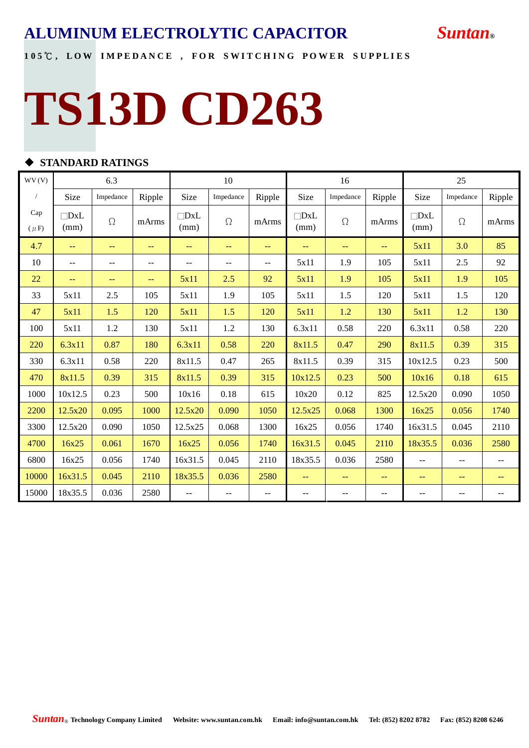# ALUMINUM ELECTROLYTIC CAPACITOR

*Suntan*®

**105℃, LOW IMPEDANCE , FOR SWITCHING POWER SUPPLIES**

# TS13D CD263

## ◆ STANDARD RATINGS

| WV (V) | 6.3 | | | 10 | | | 16 | | | 25 | | |
|---|---|---|---|---|---|---|---|---|---|---|---|---|
| / | Size | Impedance | Ripple | Size | Impedance | Ripple | Size | Impedance | Ripple | Size | Impedance | Ripple |
| Cap (μF) | □DxL (mm) | Ω | mArms | □DxL (mm) | Ω | mArms | □DxL (mm) | Ω | mArms | □DxL (mm) | Ω | mArms |
| 4.7 | -- | -- | -- | -- | -- | -- | -- | -- | -- | 5x11 | 3.0 | 85 |
| 10 | -- | -- | -- | -- | -- | -- | 5x11 | 1.9 | 105 | 5x11 | 2.5 | 92 |
| 22 | -- | -- | -- | 5x11 | 2.5 | 92 | 5x11 | 1.9 | 105 | 5x11 | 1.9 | 105 |
| 33 | 5x11 | 2.5 | 105 | 5x11 | 1.9 | 105 | 5x11 | 1.5 | 120 | 5x11 | 1.5 | 120 |
| 47 | 5x11 | 1.5 | 120 | 5x11 | 1.5 | 120 | 5x11 | 1.2 | 130 | 5x11 | 1.2 | 130 |
| 100 | 5x11 | 1.2 | 130 | 5x11 | 1.2 | 130 | 6.3x11 | 0.58 | 220 | 6.3x11 | 0.58 | 220 |
| 220 | 6.3x11 | 0.87 | 180 | 6.3x11 | 0.58 | 220 | 8x11.5 | 0.47 | 290 | 8x11.5 | 0.39 | 315 |
| 330 | 6.3x11 | 0.58 | 220 | 8x11.5 | 0.47 | 265 | 8x11.5 | 0.39 | 315 | 10x12.5 | 0.23 | 500 |
| 470 | 8x11.5 | 0.39 | 315 | 8x11.5 | 0.39 | 315 | 10x12.5 | 0.23 | 500 | 10x16 | 0.18 | 615 |
| 1000 | 10x12.5 | 0.23 | 500 | 10x16 | 0.18 | 615 | 10x20 | 0.12 | 825 | 12.5x20 | 0.090 | 1050 |
| 2200 | 12.5x20 | 0.095 | 1000 | 12.5x20 | 0.090 | 1050 | 12.5x25 | 0.068 | 1300 | 16x25 | 0.056 | 1740 |
| 3300 | 12.5x20 | 0.090 | 1050 | 12.5x25 | 0.068 | 1300 | 16x25 | 0.056 | 1740 | 16x31.5 | 0.045 | 2110 |
| 4700 | 16x25 | 0.061 | 1670 | 16x25 | 0.056 | 1740 | 16x31.5 | 0.045 | 2110 | 18x35.5 | 0.036 | 2580 |
| 6800 | 16x25 | 0.056 | 1740 | 16x31.5 | 0.045 | 2110 | 18x35.5 | 0.036 | 2580 | -- | -- | -- |
| 10000 | 16x31.5 | 0.045 | 2110 | 18x35.5 | 0.036 | 2580 | -- | -- | -- | -- | -- | -- |
| 15000 | 18x35.5 | 0.036 | 2580 | -- | -- | -- | -- | -- | -- | -- | -- | -- |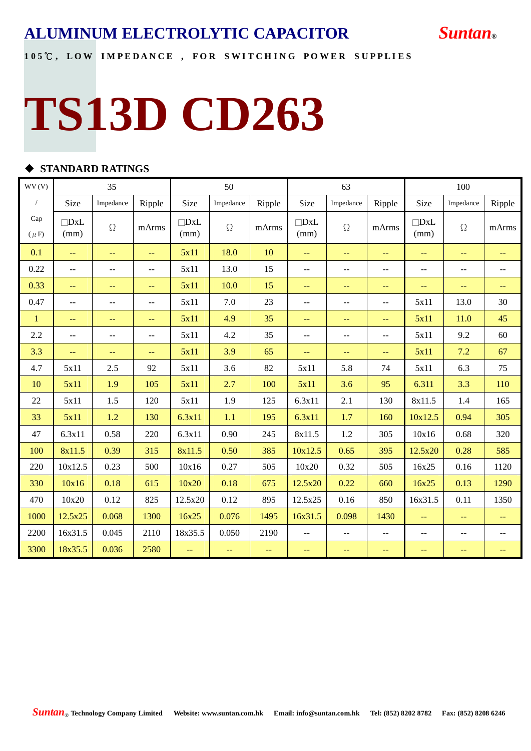# ALUMINUM ELECTROLYTIC CAPACITOR

**Suntan®**

**105℃, LOW IMPEDANCE , FOR SWITCHING POWER SUPPLIES**

# TS13D CD263

## ◆ STANDARD RATINGS

| WV (V) | 35 | | | 50 | | | 63 | | | 100 | | |
|---|---|---|---|---|---|---|---|---|---|---|---|---|
| / | Size | Impedance | Ripple | Size | Impedance | Ripple | Size | Impedance | Ripple | Size | Impedance | Ripple |
| Cap (μF) | □DxL (mm) | Ω | mArms | □DxL (mm) | Ω | mArms | □DxL (mm) | Ω | mArms | □DxL (mm) | Ω | mArms |
| 0.1 | -- | -- | -- | 5x11 | 18.0 | 10 | -- | -- | -- | -- | -- | -- |
| 0.22 | -- | -- | -- | 5x11 | 13.0 | 15 | -- | -- | -- | -- | -- | -- |
| 0.33 | -- | -- | -- | 5x11 | 10.0 | 15 | -- | -- | -- | -- | -- | -- |
| 0.47 | -- | -- | -- | 5x11 | 7.0 | 23 | -- | -- | -- | 5x11 | 13.0 | 30 |
| 1 | -- | -- | -- | 5x11 | 4.9 | 35 | -- | -- | -- | 5x11 | 11.0 | 45 |
| 2.2 | -- | -- | -- | 5x11 | 4.2 | 35 | -- | -- | -- | 5x11 | 9.2 | 60 |
| 3.3 | -- | -- | -- | 5x11 | 3.9 | 65 | -- | -- | -- | 5x11 | 7.2 | 67 |
| 4.7 | 5x11 | 2.5 | 92 | 5x11 | 3.6 | 82 | 5x11 | 5.8 | 74 | 5x11 | 6.3 | 75 |
| 10 | 5x11 | 1.9 | 105 | 5x11 | 2.7 | 100 | 5x11 | 3.6 | 95 | 6.311 | 3.3 | 110 |
| 22 | 5x11 | 1.5 | 120 | 5x11 | 1.9 | 125 | 6.3x11 | 2.1 | 130 | 8x11.5 | 1.4 | 165 |
| 33 | 5x11 | 1.2 | 130 | 6.3x11 | 1.1 | 195 | 6.3x11 | 1.7 | 160 | 10x12.5 | 0.94 | 305 |
| 47 | 6.3x11 | 0.58 | 220 | 6.3x11 | 0.90 | 245 | 8x11.5 | 1.2 | 305 | 10x16 | 0.68 | 320 |
| 100 | 8x11.5 | 0.39 | 315 | 8x11.5 | 0.50 | 385 | 10x12.5 | 0.65 | 395 | 12.5x20 | 0.28 | 585 |
| 220 | 10x12.5 | 0.23 | 500 | 10x16 | 0.27 | 505 | 10x20 | 0.32 | 505 | 16x25 | 0.16 | 1120 |
| 330 | 10x16 | 0.18 | 615 | 10x20 | 0.18 | 675 | 12.5x20 | 0.22 | 660 | 16x25 | 0.13 | 1290 |
| 470 | 10x20 | 0.12 | 825 | 12.5x20 | 0.12 | 895 | 12.5x25 | 0.16 | 850 | 16x31.5 | 0.11 | 1350 |
| 1000 | 12.5x25 | 0.068 | 1300 | 16x25 | 0.076 | 1495 | 16x31.5 | 0.098 | 1430 | -- | -- | -- |
| 2200 | 16x31.5 | 0.045 | 2110 | 18x35.5 | 0.050 | 2190 | -- | -- | -- | -- | -- | -- |
| 3300 | 18x35.5 | 0.036 | 2580 | -- | -- | -- | -- | -- | -- | -- | -- | -- |

**Suntan® Technology Company Limited** **Website: www.suntan.com.hk** **Email: info@suntan.com.hk** **Tel: (852) 8202 8782** **Fax: (852) 8208 6246**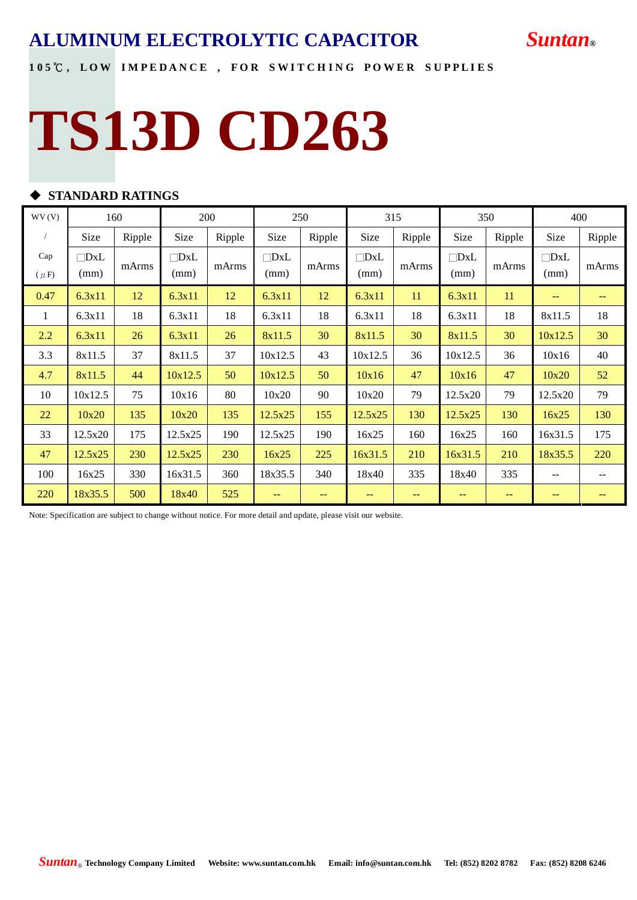# ALUMINUM ELECTROLYTIC CAPACITOR

*Suntan*®

**105℃, LOW IMPEDANCE , FOR SWITCHING POWER SUPPLIES**

# TS13D CD263

## ◆ STANDARD RATINGS

| WV (V) / Cap (μF) | 160 | | 200 | | 250 | | 315 | | 350 | | 400 | |
|---|---|---|---|---|---|---|---|---|---|---|---|---|
| | Size □DxL (mm) | Ripple mArms | Size □DxL (mm) | Ripple mArms | Size □DxL (mm) | Ripple mArms | Size □DxL (mm) | Ripple mArms | Size □DxL (mm) | Ripple mArms | Size □DxL (mm) | Ripple mArms |
| 0.47 | 6.3x11 | 12 | 6.3x11 | 12 | 6.3x11 | 12 | 6.3x11 | 11 | 6.3x11 | 11 | -- | -- |
| 1 | 6.3x11 | 18 | 6.3x11 | 18 | 6.3x11 | 18 | 6.3x11 | 18 | 6.3x11 | 18 | 8x11.5 | 18 |
| 2.2 | 6.3x11 | 26 | 6.3x11 | 26 | 8x11.5 | 30 | 8x11.5 | 30 | 8x11.5 | 30 | 10x12.5 | 30 |
| 3.3 | 8x11.5 | 37 | 8x11.5 | 37 | 10x12.5 | 43 | 10x12.5 | 36 | 10x12.5 | 36 | 10x16 | 40 |
| 4.7 | 8x11.5 | 44 | 10x12.5 | 50 | 10x12.5 | 50 | 10x16 | 47 | 10x16 | 47 | 10x20 | 52 |
| 10 | 10x12.5 | 75 | 10x16 | 80 | 10x20 | 90 | 10x20 | 79 | 12.5x20 | 79 | 12.5x20 | 79 |
| 22 | 10x20 | 135 | 10x20 | 135 | 12.5x25 | 155 | 12.5x25 | 130 | 12.5x25 | 130 | 16x25 | 130 |
| 33 | 12.5x20 | 175 | 12.5x25 | 190 | 12.5x25 | 190 | 16x25 | 160 | 16x25 | 160 | 16x31.5 | 175 |
| 47 | 12.5x25 | 230 | 12.5x25 | 230 | 16x25 | 225 | 16x31.5 | 210 | 16x31.5 | 210 | 18x35.5 | 220 |
| 100 | 16x25 | 330 | 16x31.5 | 360 | 18x35.5 | 340 | 18x40 | 335 | 18x40 | 335 | -- | -- |
| 220 | 18x35.5 | 500 | 18x40 | 525 | -- | -- | -- | -- | -- | -- | -- | -- |

Note: Specification are subject to change without notice. For more detail and update, please visit our website.

*Suntan*® Technology Company Limited   Website: www.suntan.com.hk   Email: info@suntan.com.hk   Tel: (852) 8202 8782   Fax: (852) 8208 6246